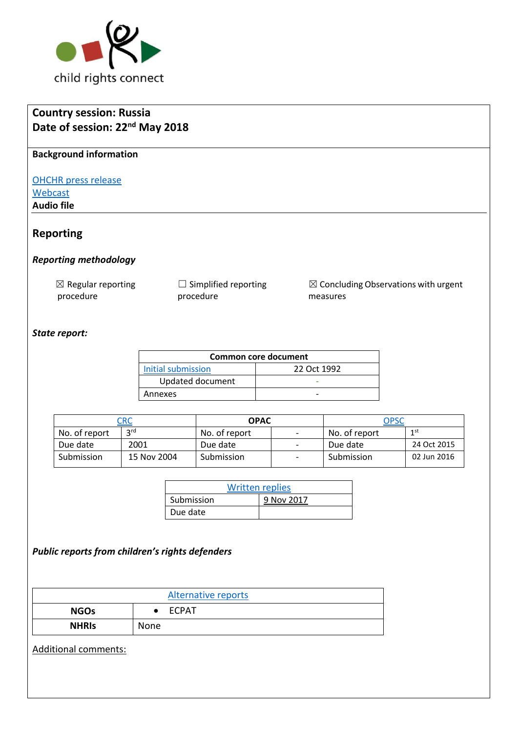child rights connect

**Country session: Russia**
**Date of session: 22nd May 2018**

**Background information**

OHCHR press release
Webcast
**Audio file**

## Reporting

### *Reporting methodology*

☒ Regular reporting procedure

☐ Simplified reporting procedure

☒ Concluding Observations with urgent measures

### *State report:*

| Common core document | |
|---|---|
| Initial submission | 22 Oct 1992 |
| Updated document | - |
| Annexes | - |

| CRC | | OPAC | | OPSC | |
|---|---|---|---|---|---|
| No. of report | 3rd | No. of report | - | No. of report | 1st |
| Due date | 2001 | Due date | - | Due date | 24 Oct 2015 |
| Submission | 15 Nov 2004 | Submission | - | Submission | 02 Jun 2016 |

| Written replies | |
|---|---|
| Submission | 9 Nov 2017 |
| Due date | |

### *Public reports from children's rights defenders*

| Alternative reports | |
|---|---|
| **NGOs** | • ECPAT |
| **NHRIs** | None |

Additional comments: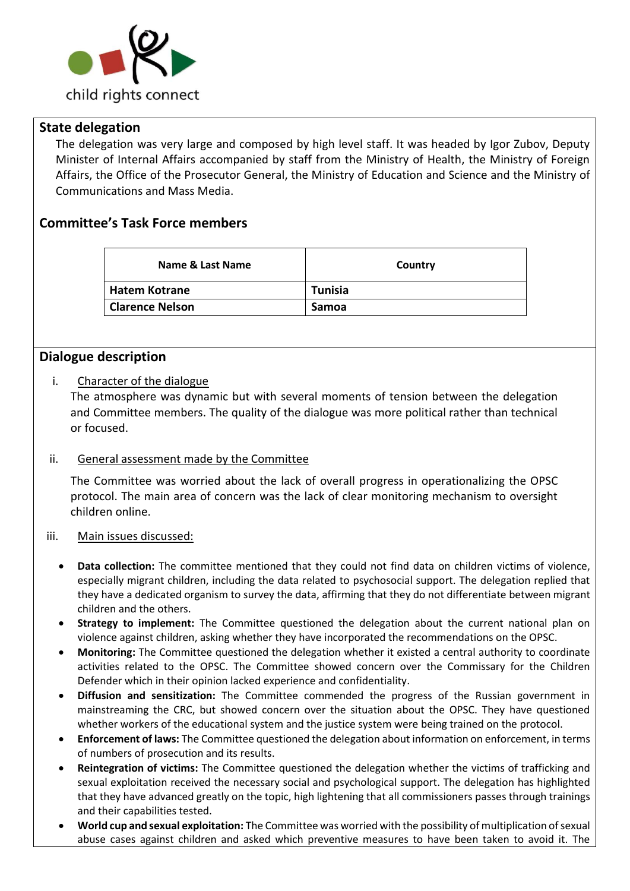## State delegation

The delegation was very large and composed by high level staff. It was headed by Igor Zubov, Deputy Minister of Internal Affairs accompanied by staff from the Ministry of Health, the Ministry of Foreign Affairs, the Office of the Prosecutor General, the Ministry of Education and Science and the Ministry of Communications and Mass Media.

## Committee's Task Force members

| Name & Last Name | Country |
|---|---|
| **Hatem Kotrane** | **Tunisia** |
| **Clarence Nelson** | **Samoa** |

## Dialogue description

i. Character of the dialogue

The atmosphere was dynamic but with several moments of tension between the delegation and Committee members. The quality of the dialogue was more political rather than technical or focused.

ii. General assessment made by the Committee

The Committee was worried about the lack of overall progress in operationalizing the OPSC protocol. The main area of concern was the lack of clear monitoring mechanism to oversight children online.

iii. Main issues discussed:

- **Data collection:** The committee mentioned that they could not find data on children victims of violence, especially migrant children, including the data related to psychosocial support. The delegation replied that they have a dedicated organism to survey the data, affirming that they do not differentiate between migrant children and the others.
- **Strategy to implement:** The Committee questioned the delegation about the current national plan on violence against children, asking whether they have incorporated the recommendations on the OPSC.
- **Monitoring:** The Committee questioned the delegation whether it existed a central authority to coordinate activities related to the OPSC. The Committee showed concern over the Commissary for the Children Defender which in their opinion lacked experience and confidentiality.
- **Diffusion and sensitization:** The Committee commended the progress of the Russian government in mainstreaming the CRC, but showed concern over the situation about the OPSC. They have questioned whether workers of the educational system and the justice system were being trained on the protocol.
- **Enforcement of laws:** The Committee questioned the delegation about information on enforcement, in terms of numbers of prosecution and its results.
- **Reintegration of victims:** The Committee questioned the delegation whether the victims of trafficking and sexual exploitation received the necessary social and psychological support. The delegation has highlighted that they have advanced greatly on the topic, high lightening that all commissioners passes through trainings and their capabilities tested.
- **World cup and sexual exploitation:** The Committee was worried with the possibility of multiplication of sexual abuse cases against children and asked which preventive measures to have been taken to avoid it. The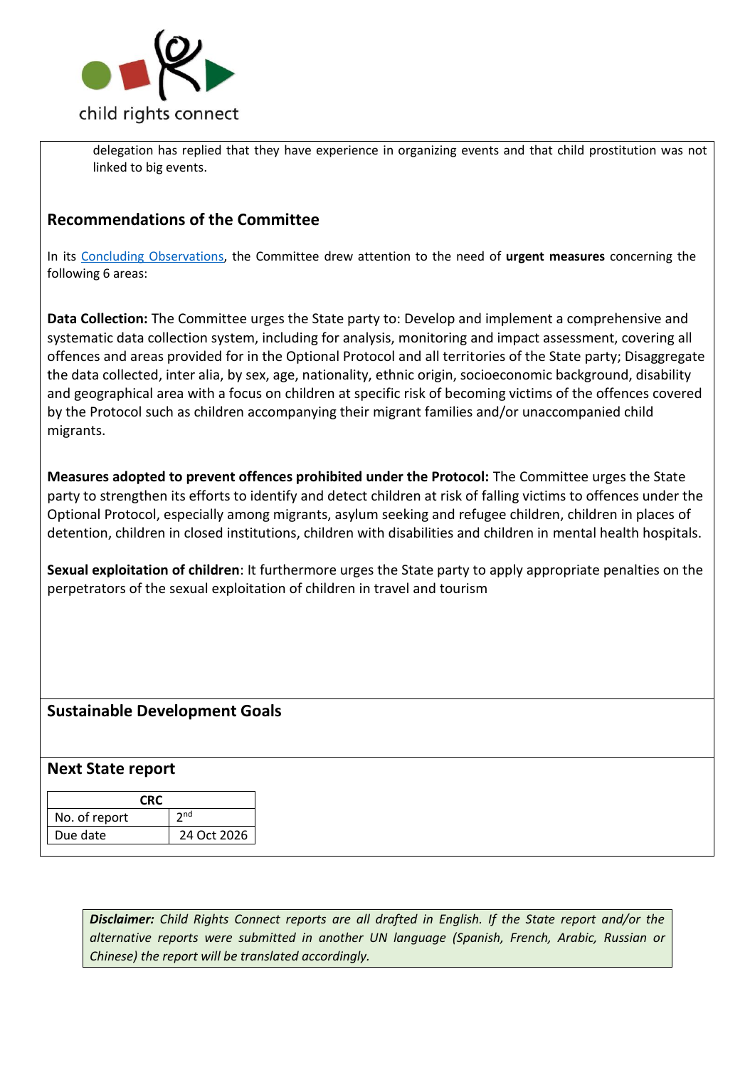delegation has replied that they have experience in organizing events and that child prostitution was not linked to big events.

## Recommendations of the Committee

In its Concluding Observations, the Committee drew attention to the need of **urgent measures** concerning the following 6 areas:

**Data Collection:** The Committee urges the State party to: Develop and implement a comprehensive and systematic data collection system, including for analysis, monitoring and impact assessment, covering all offences and areas provided for in the Optional Protocol and all territories of the State party; Disaggregate the data collected, inter alia, by sex, age, nationality, ethnic origin, socioeconomic background, disability and geographical area with a focus on children at specific risk of becoming victims of the offences covered by the Protocol such as children accompanying their migrant families and/or unaccompanied child migrants.

**Measures adopted to prevent offences prohibited under the Protocol:** The Committee urges the State party to strengthen its efforts to identify and detect children at risk of falling victims to offences under the Optional Protocol, especially among migrants, asylum seeking and refugee children, children in places of detention, children in closed institutions, children with disabilities and children in mental health hospitals.

**Sexual exploitation of children**: It furthermore urges the State party to apply appropriate penalties on the perpetrators of the sexual exploitation of children in travel and tourism

## Sustainable Development Goals

## Next State report

| CRC | |
|---|---|
| No. of report | 2nd |
| Due date | 24 Oct 2026 |

***Disclaimer:*** *Child Rights Connect reports are all drafted in English. If the State report and/or the alternative reports were submitted in another UN language (Spanish, French, Arabic, Russian or Chinese) the report will be translated accordingly.*